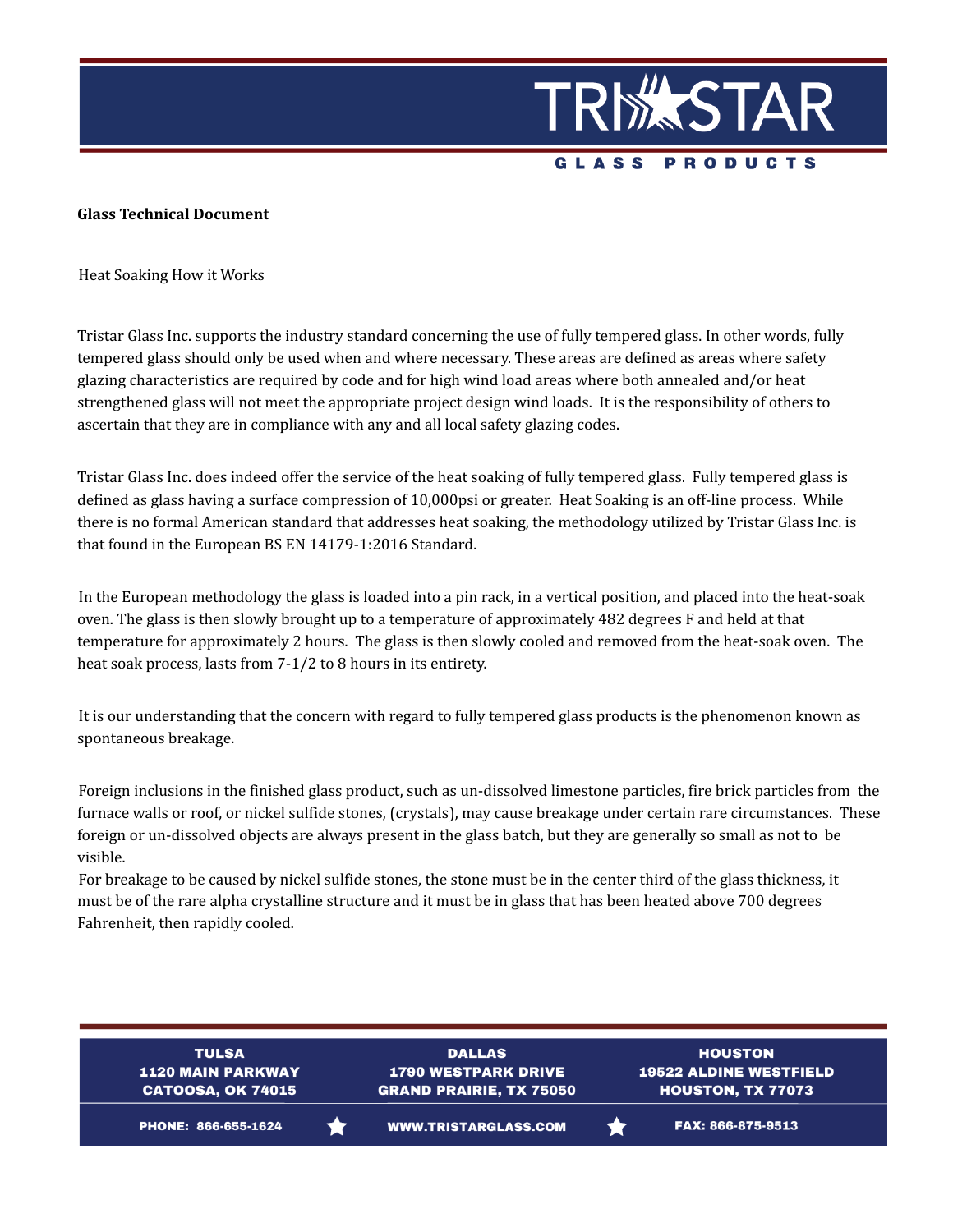**Glass Technical Document**

Heat Soaking How it Works

Tristar Glass Inc. supports the industry standard concerning the use of fully tempered glass. In other words, fully tempered glass should only be used when and where necessary. These areas are defined as areas where safety glazing characteristics are required by code and for high wind load areas where both annealed and/or heat strengthened glass will not meet the appropriate project design wind loads. It is the responsibility of others to ascertain that they are in compliance with any and all local safety glazing codes.

Tristar Glass Inc. does indeed offer the service of the heat soaking of fully tempered glass. Fully tempered glass is defined as glass having a surface compression of 10,000psi or greater. Heat Soaking is an off-line process. While there is no formal American standard that addresses heat soaking, the methodology utilized by Tristar Glass Inc. is that found in the European BS EN 14179-1:2016 Standard.

In the European methodology the glass is loaded into a pin rack, in a vertical position, and placed into the heat-soak oven. The glass is then slowly brought up to a temperature of approximately 482 degrees F and held at that temperature for approximately 2 hours. The glass is then slowly cooled and removed from the heat-soak oven. The heat soak process, lasts from 7-1/2 to 8 hours in its entirety.

It is our understanding that the concern with regard to fully tempered glass products is the phenomenon known as spontaneous breakage.

Foreign inclusions in the finished glass product, such as un-dissolved limestone particles, fire brick particles from the furnace walls or roof, or nickel sulfide stones, (crystals), may cause breakage under certain rare circumstances. These foreign or un-dissolved objects are always present in the glass batch, but they are generally so small as not to be visible.

For breakage to be caused by nickel sulfide stones, the stone must be in the center third of the glass thickness, it must be of the rare alpha crystalline structure and it must be in glass that has been heated above 700 degrees Fahrenheit, then rapidly cooled.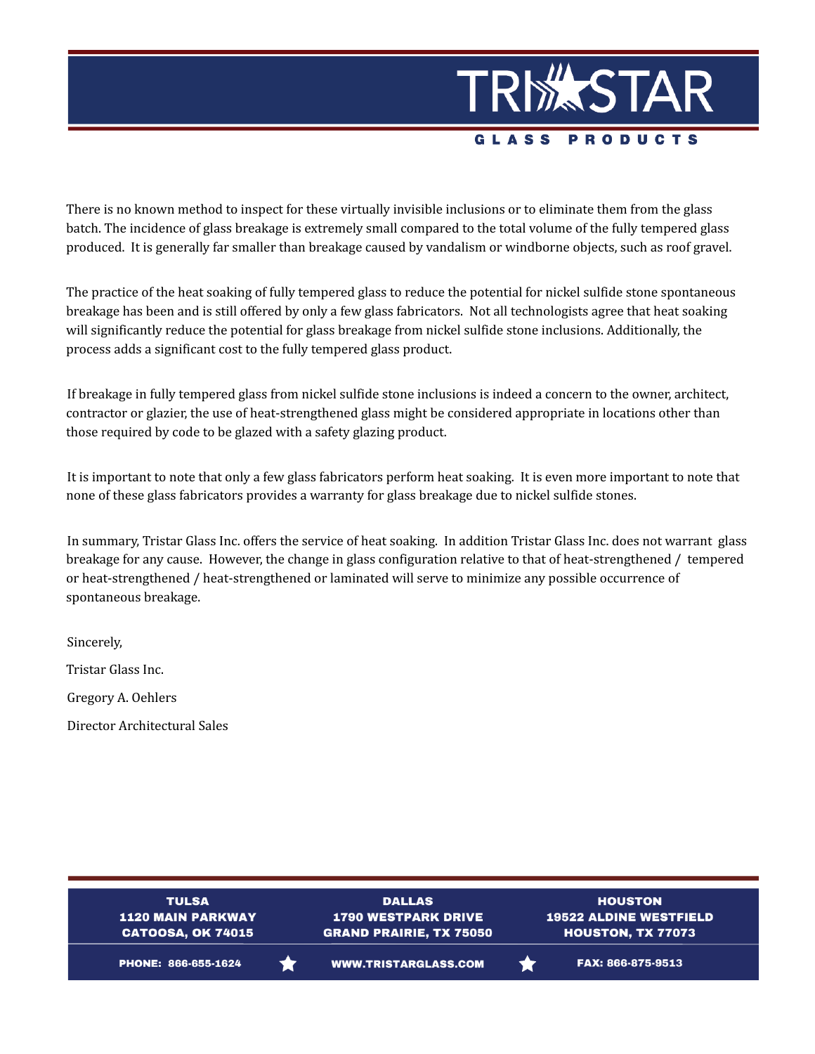There is no known method to inspect for these virtually invisible inclusions or to eliminate them from the glass batch. The incidence of glass breakage is extremely small compared to the total volume of the fully tempered glass produced. It is generally far smaller than breakage caused by vandalism or windborne objects, such as roof gravel.

The practice of the heat soaking of fully tempered glass to reduce the potential for nickel sulfide stone spontaneous breakage has been and is still offered by only a few glass fabricators. Not all technologists agree that heat soaking will significantly reduce the potential for glass breakage from nickel sulfide stone inclusions. Additionally, the process adds a significant cost to the fully tempered glass product.

If breakage in fully tempered glass from nickel sulfide stone inclusions is indeed a concern to the owner, architect, contractor or glazier, the use of heat-strengthened glass might be considered appropriate in locations other than those required by code to be glazed with a safety glazing product.

It is important to note that only a few glass fabricators perform heat soaking. It is even more important to note that none of these glass fabricators provides a warranty for glass breakage due to nickel sulfide stones.

In summary, Tristar Glass Inc. offers the service of heat soaking. In addition Tristar Glass Inc. does not warrant glass breakage for any cause. However, the change in glass configuration relative to that of heat-strengthened / tempered or heat-strengthened / heat-strengthened or laminated will serve to minimize any possible occurrence of spontaneous breakage.

Sincerely,

Tristar Glass Inc.

Gregory A. Oehlers

Director Architectural Sales